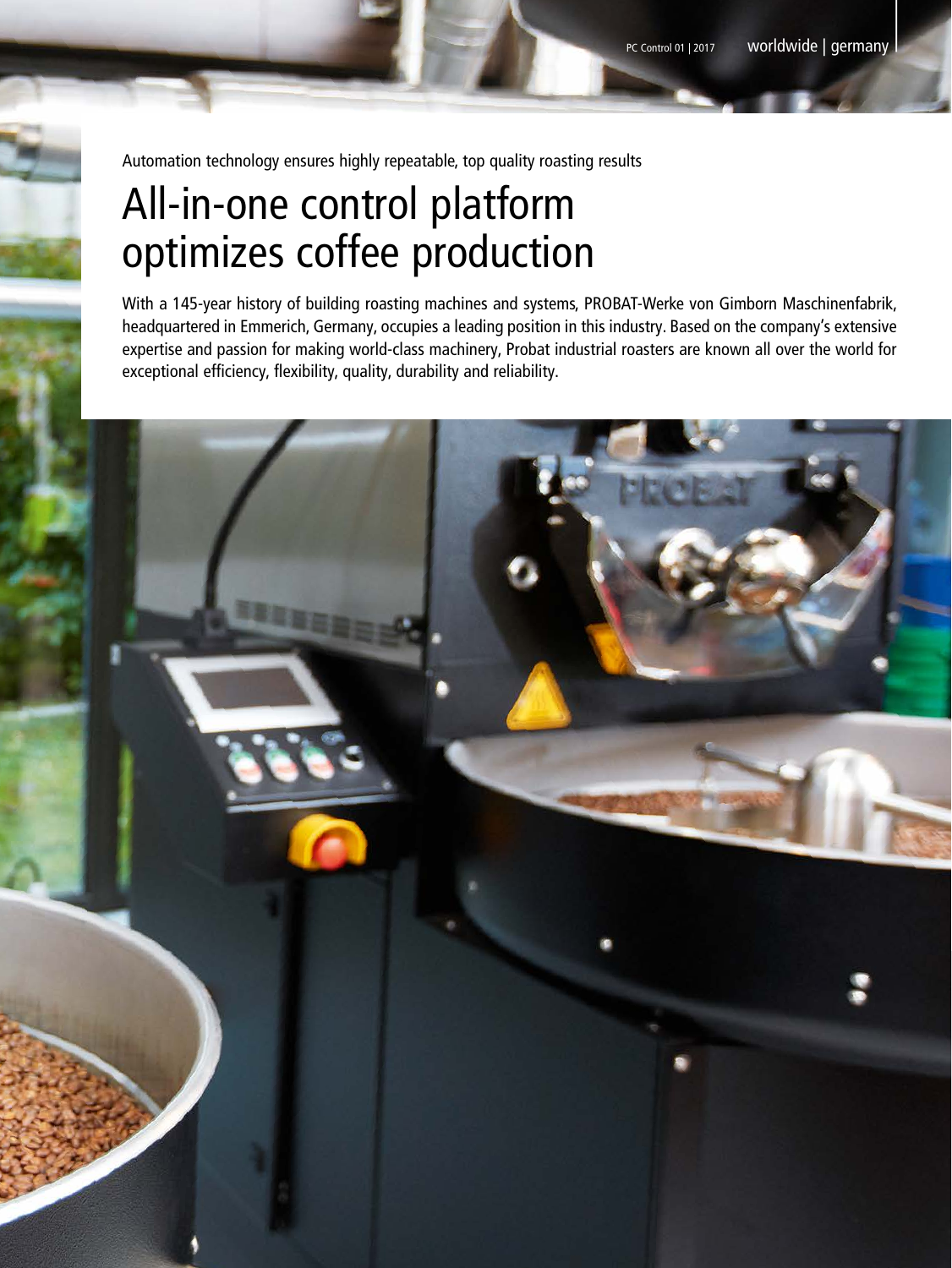Automation technology ensures highly repeatable, top quality roasting results

# All-in-one control platform optimizes coffee production

With a 145-year history of building roasting machines and systems, PROBAT-Werke von Gimborn Maschinenfabrik, headquartered in Emmerich, Germany, occupies a leading position in this industry. Based on the company's extensive expertise and passion for making world-class machinery, Probat industrial roasters are known all over the world for exceptional efficiency, flexibility, quality, durability and reliability.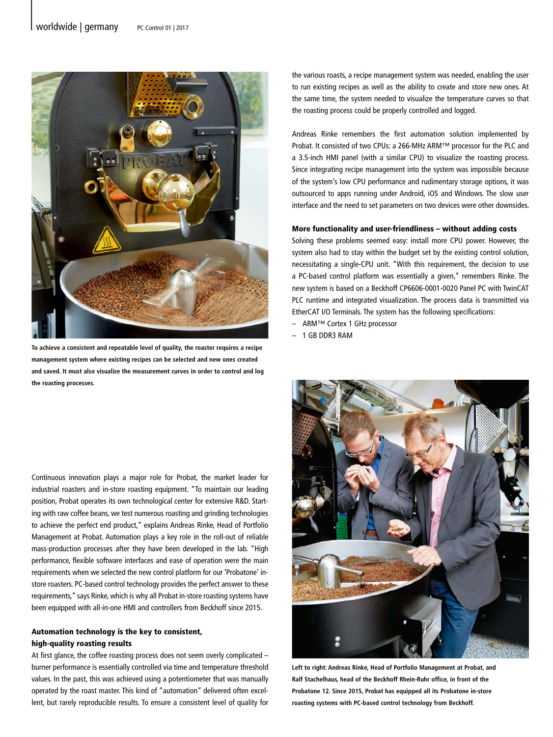To achieve a consistent and repeatable level of quality, the roaster requires a recipe management system where existing recipes can be selected and new ones created and saved. It must also visualize the measurement curves in order to control and log the roasting processes.

Continuous innovation plays a major role for Probat, the market leader for industrial roasters and in-store roasting equipment. "To maintain our leading position, Probat operates its own technological center for extensive R&D. Starting with raw coffee beans, we test numerous roasting and grinding technologies to achieve the perfect end product," explains Andreas Rinke, Head of Portfolio Management at Probat. Automation plays a key role in the roll-out of reliable mass-production processes after they have been developed in the lab. "High performance, flexible software interfaces and ease of operation were the main requirements when we selected the new control platform for our 'Probatone' in-store roasters. PC-based control technology provides the perfect answer to these requirements," says Rinke, which is why all Probat in-store roasting systems have been equipped with all-in-one HMI and controllers from Beckhoff since 2015.

### Automation technology is the key to consistent, high-quality roasting results

At first glance, the coffee roasting process does not seem overly complicated – burner performance is essentially controlled via time and temperature threshold values. In the past, this was achieved using a potentiometer that was manually operated by the roast master. This kind of "automation" delivered often excellent, but rarely reproducible results. To ensure a consistent level of quality for the various roasts, a recipe management system was needed, enabling the user to run existing recipes as well as the ability to create and store new ones. At the same time, the system needed to visualize the temperature curves so that the roasting process could be properly controlled and logged.

Andreas Rinke remembers the first automation solution implemented by Probat. It consisted of two CPUs: a 266-MHz ARM™ processor for the PLC and a 3.5-inch HMI panel (with a similar CPU) to visualize the roasting process. Since integrating recipe management into the system was impossible because of the system's low CPU performance and rudimentary storage options, it was outsourced to apps running under Android, iOS and Windows. The slow user interface and the need to set parameters on two devices were other downsides.

### More functionality and user-friendliness – without adding costs

Solving these problems seemed easy: install more CPU power. However, the system also had to stay within the budget set by the existing control solution, necessitating a single-CPU unit. "With this requirement, the decision to use a PC-based control platform was essentially a given," remembers Rinke. The new system is based on a Beckhoff CP6606-0001-0020 Panel PC with TwinCAT PLC runtime and integrated visualization. The process data is transmitted via EtherCAT I/O Terminals. The system has the following specifications:

- ARM™ Cortex 1 GHz processor
- 1 GB DDR3 RAM

Left to right: Andreas Rinke, Head of Portfolio Management at Probat, and Ralf Stachelhaus, head of the Beckhoff Rhein-Ruhr office, in front of the Probatone 12. Since 2015, Probat has equipped all its Probatone in-store roasting systems with PC-based control technology from Beckhoff.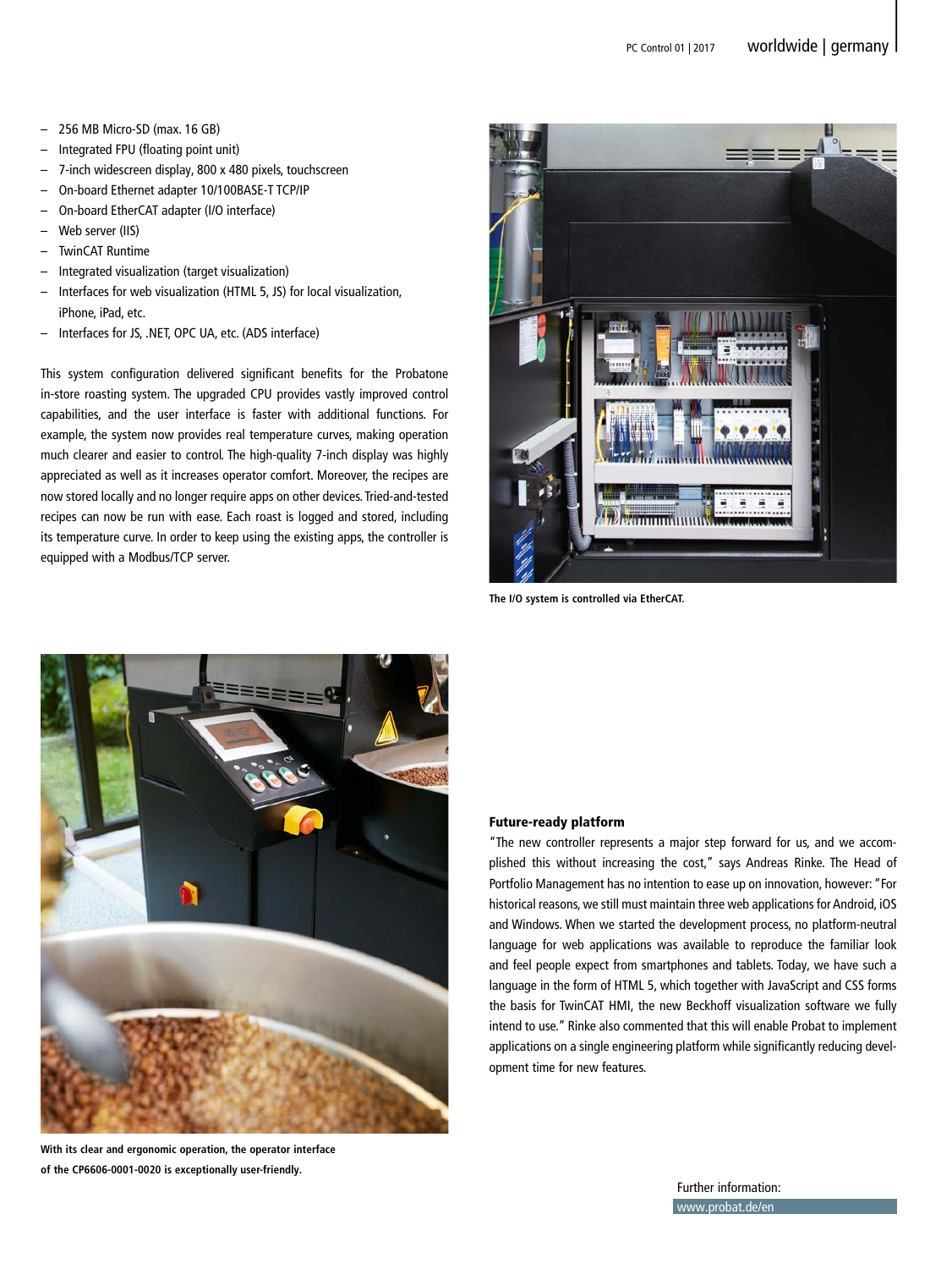- 256 MB Micro-SD (max. 16 GB)
- Integrated FPU (floating point unit)
- 7-inch widescreen display, 800 x 480 pixels, touchscreen
- On-board Ethernet adapter 10/100BASE-T TCP/IP
- On-board EtherCAT adapter (I/O interface)
- Web server (IIS)
- TwinCAT Runtime
- Integrated visualization (target visualization)
- Interfaces for web visualization (HTML 5, JS) for local visualization, iPhone, iPad, etc.
- Interfaces for JS, .NET, OPC UA, etc. (ADS interface)

This system configuration delivered significant benefits for the Probatone in-store roasting system. The upgraded CPU provides vastly improved control capabilities, and the user interface is faster with additional functions. For example, the system now provides real temperature curves, making operation much clearer and easier to control. The high-quality 7-inch display was highly appreciated as well as it increases operator comfort. Moreover, the recipes are now stored locally and no longer require apps on other devices. Tried-and-tested recipes can now be run with ease. Each roast is logged and stored, including its temperature curve. In order to keep using the existing apps, the controller is equipped with a Modbus/TCP server.

**The I/O system is controlled via EtherCAT.**

**With its clear and ergonomic operation, the operator interface of the CP6606-0001-0020 is exceptionally user-friendly.**

### Future-ready platform

"The new controller represents a major step forward for us, and we accomplished this without increasing the cost," says Andreas Rinke. The Head of Portfolio Management has no intention to ease up on innovation, however: "For historical reasons, we still must maintain three web applications for Android, iOS and Windows. When we started the development process, no platform-neutral language for web applications was available to reproduce the familiar look and feel people expect from smartphones and tablets. Today, we have such a language in the form of HTML 5, which together with JavaScript and CSS forms the basis for TwinCAT HMI, the new Beckhoff visualization software we fully intend to use." Rinke also commented that this will enable Probat to implement applications on a single engineering platform while significantly reducing development time for new features.

Further information:
www.probat.de/en